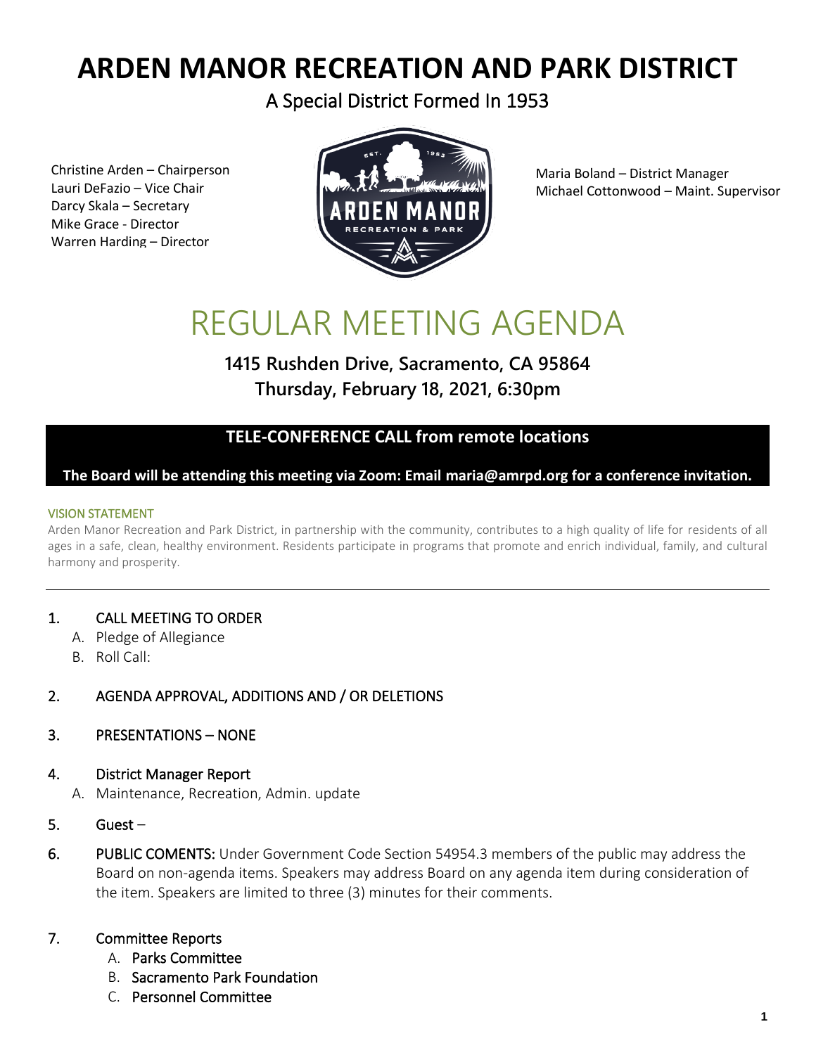# ARDEN MANOR RECREATION AND PARK DISTRICT

A Special District Formed In 1953

Christine Arden – Chairperson
Lauri DeFazio – Vice Chair
Darcy Skala – Secretary
Mike Grace - Director
Warren Harding – Director

Maria Boland – District Manager
Michael Cottonwood – Maint. Supervisor

# REGULAR MEETING AGENDA

**1415 Rushden Drive, Sacramento, CA 95864**
**Thursday, February 18, 2021, 6:30pm**

**TELE-CONFERENCE CALL from remote locations**

**The Board will be attending this meeting via Zoom: Email maria@amrpd.org for a conference invitation.**

VISION STATEMENT

Arden Manor Recreation and Park District, in partnership with the community, contributes to a high quality of life for residents of all ages in a safe, clean, healthy environment. Residents participate in programs that promote and enrich individual, family, and cultural harmony and prosperity.

---

1. CALL MEETING TO ORDER
   A. Pledge of Allegiance
   B. Roll Call:

2. AGENDA APPROVAL, ADDITIONS AND / OR DELETIONS

3. PRESENTATIONS – NONE

4. District Manager Report
   A. Maintenance, Recreation, Admin. update

5. Guest –

6. **PUBLIC COMENTS:** Under Government Code Section 54954.3 members of the public may address the Board on non-agenda items. Speakers may address Board on any agenda item during consideration of the item. Speakers are limited to three (3) minutes for their comments.

7. Committee Reports
   A. Parks Committee
   B. Sacramento Park Foundation
   C. Personnel Committee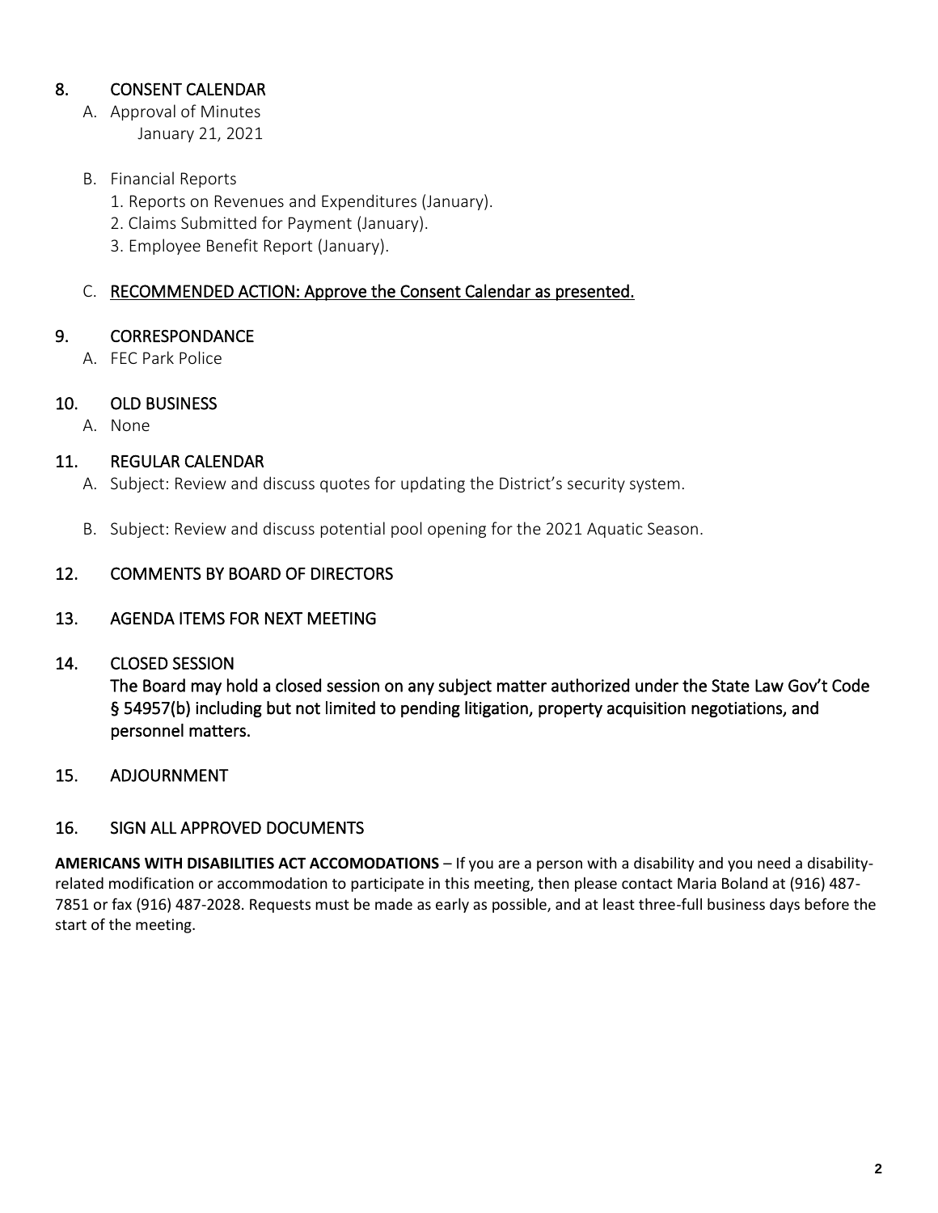## 8. CONSENT CALENDAR

A. Approval of Minutes
   January 21, 2021

B. Financial Reports
   1. Reports on Revenues and Expenditures (January).
   2. Claims Submitted for Payment (January).
   3. Employee Benefit Report (January).

C. RECOMMENDED ACTION: Approve the Consent Calendar as presented.

## 9. CORRESPONDANCE

A. FEC Park Police

## 10. OLD BUSINESS

A. None

## 11. REGULAR CALENDAR

A. Subject: Review and discuss quotes for updating the District's security system.

B. Subject: Review and discuss potential pool opening for the 2021 Aquatic Season.

## 12. COMMENTS BY BOARD OF DIRECTORS

## 13. AGENDA ITEMS FOR NEXT MEETING

## 14. CLOSED SESSION

The Board may hold a closed session on any subject matter authorized under the State Law Gov't Code § 54957(b) including but not limited to pending litigation, property acquisition negotiations, and personnel matters.

## 15. ADJOURNMENT

## 16. SIGN ALL APPROVED DOCUMENTS

**AMERICANS WITH DISABILITIES ACT ACCOMODATIONS** – If you are a person with a disability and you need a disability-related modification or accommodation to participate in this meeting, then please contact Maria Boland at (916) 487-7851 or fax (916) 487-2028. Requests must be made as early as possible, and at least three-full business days before the start of the meeting.